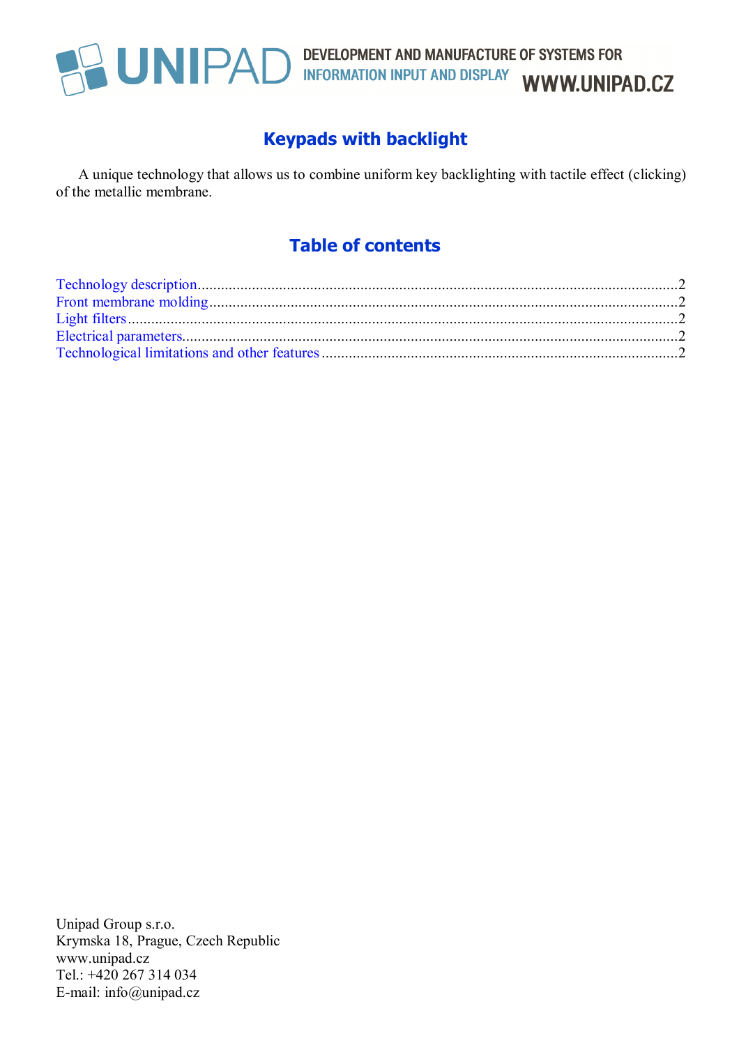UNIPAD DEVELOPMENT AND MANUFACTURE OF SYSTEMS FOR INFORMATION INPUT AND DISPLAY WWW.UNIPAD.CZ

# Keypads with backlight

A unique technology that allows us to combine uniform key backlighting with tactile effect (clicking) of the metallic membrane.

## Table of contents

Technology description....................2
Front membrane molding....................2
Light filters....................2
Electrical parameters....................2
Technological limitations and other features....................2

Unipad Group s.r.o.
Krymska 18, Prague, Czech Republic
www.unipad.cz
Tel.: +420 267 314 034
E-mail: info@unipad.cz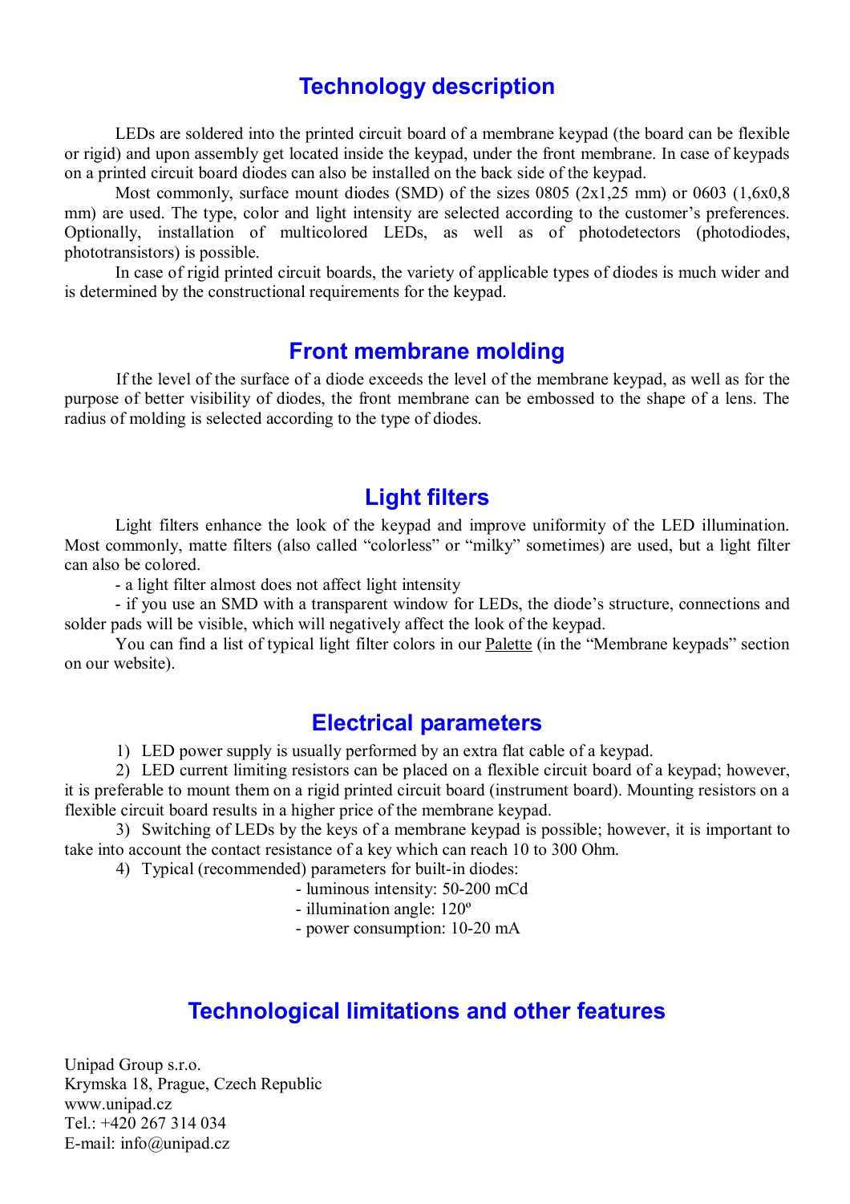## Technology description

LEDs are soldered into the printed circuit board of a membrane keypad (the board can be flexible or rigid) and upon assembly get located inside the keypad, under the front membrane. In case of keypads on a printed circuit board diodes can also be installed on the back side of the keypad.

Most commonly, surface mount diodes (SMD) of the sizes 0805 (2x1,25 mm) or 0603 (1,6x0,8 mm) are used. The type, color and light intensity are selected according to the customer's preferences. Optionally, installation of multicolored LEDs, as well as of photodetectors (photodiodes, phototransistors) is possible.

In case of rigid printed circuit boards, the variety of applicable types of diodes is much wider and is determined by the constructional requirements for the keypad.

## Front membrane molding

If the level of the surface of a diode exceeds the level of the membrane keypad, as well as for the purpose of better visibility of diodes, the front membrane can be embossed to the shape of a lens. The radius of molding is selected according to the type of diodes.

## Light filters

Light filters enhance the look of the keypad and improve uniformity of the LED illumination. Most commonly, matte filters (also called "colorless" or "milky" sometimes) are used, but a light filter can also be colored.

- a light filter almost does not affect light intensity
- if you use an SMD with a transparent window for LEDs, the diode's structure, connections and solder pads will be visible, which will negatively affect the look of the keypad.

You can find a list of typical light filter colors in our Palette (in the "Membrane keypads" section on our website).

## Electrical parameters

1) LED power supply is usually performed by an extra flat cable of a keypad.
2) LED current limiting resistors can be placed on a flexible circuit board of a keypad; however, it is preferable to mount them on a rigid printed circuit board (instrument board). Mounting resistors on a flexible circuit board results in a higher price of the membrane keypad.
3) Switching of LEDs by the keys of a membrane keypad is possible; however, it is important to take into account the contact resistance of a key which can reach 10 to 300 Ohm.
4) Typical (recommended) parameters for built-in diodes:
   - luminous intensity: 50-200 mCd
   - illumination angle: 120º
   - power consumption: 10-20 mA

## Technological limitations and other features

Unipad Group s.r.o.
Krymska 18, Prague, Czech Republic
www.unipad.cz
Tel.: +420 267 314 034
E-mail: info@unipad.cz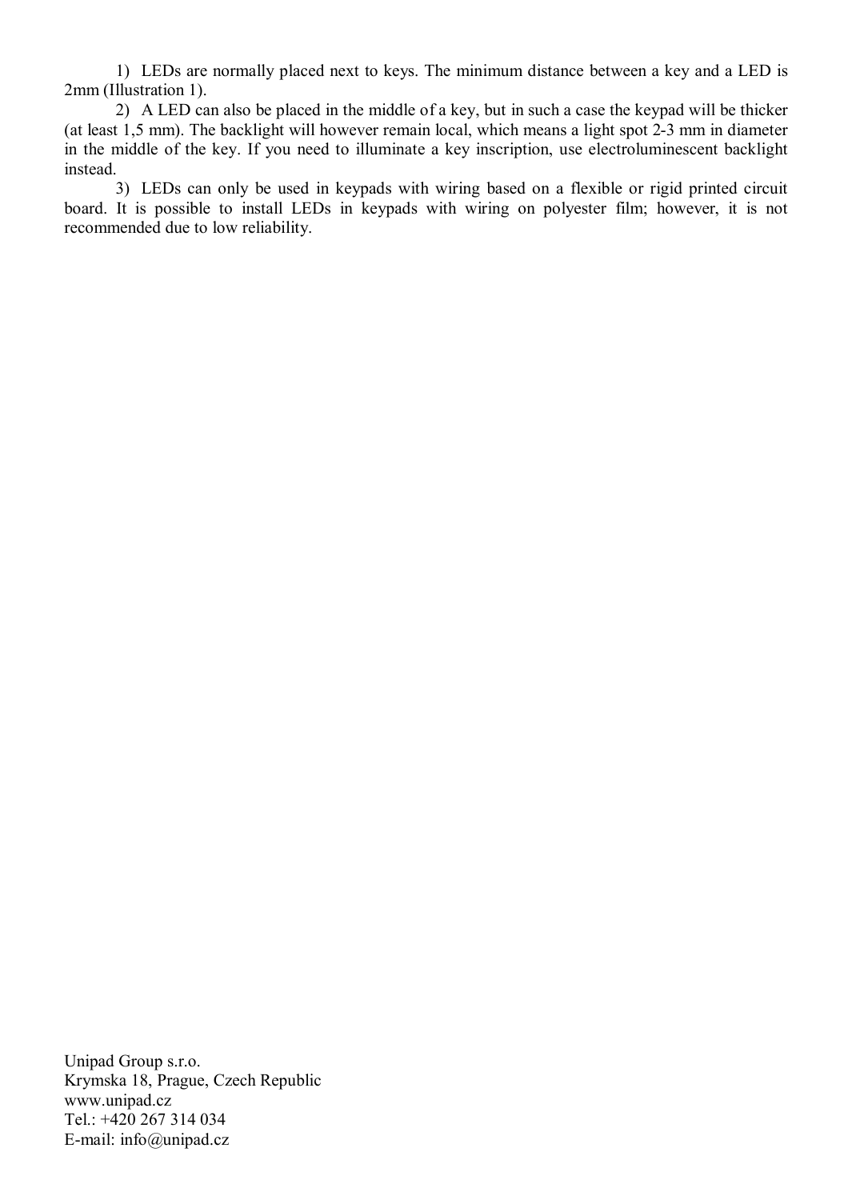1) LEDs are normally placed next to keys. The minimum distance between a key and a LED is 2mm (Illustration 1).

2) A LED can also be placed in the middle of a key, but in such a case the keypad will be thicker (at least 1,5 mm). The backlight will however remain local, which means a light spot 2-3 mm in diameter in the middle of the key. If you need to illuminate a key inscription, use electroluminescent backlight instead.

3) LEDs can only be used in keypads with wiring based on a flexible or rigid printed circuit board. It is possible to install LEDs in keypads with wiring on polyester film; however, it is not recommended due to low reliability.

Unipad Group s.r.o.
Krymska 18, Prague, Czech Republic
www.unipad.cz
Tel.: +420 267 314 034
E-mail: info@unipad.cz